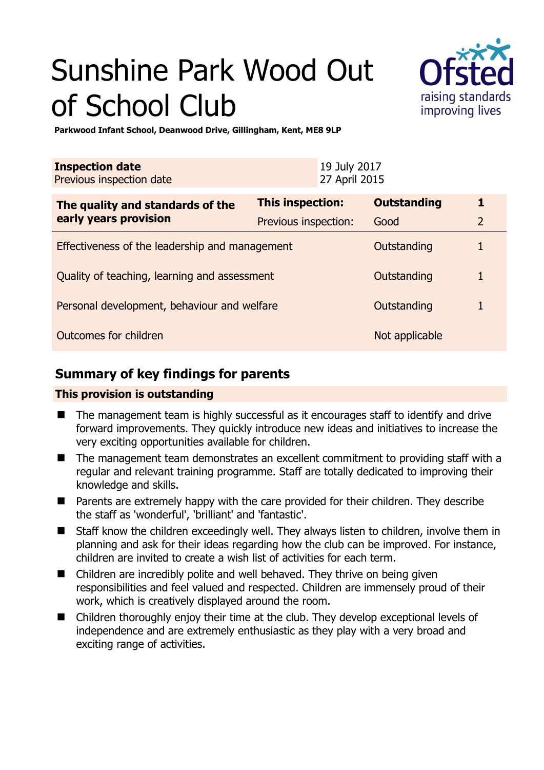# Sunshine Park Wood Out of School Club

**Parkwood Infant School, Deanwood Drive, Gillingham, Kent, ME8 9LP**

| **Inspection date** | 19 July 2017 |
|---|---|
| Previous inspection date | 27 April 2015 |

| **The quality and standards of the early years provision** | **This inspection:** | **Outstanding** | **1** |
|---|---|---|---|
| | Previous inspection: | Good | 2 |
| Effectiveness of the leadership and management | | Outstanding | 1 |
| Quality of teaching, learning and assessment | | Outstanding | 1 |
| Personal development, behaviour and welfare | | Outstanding | 1 |
| Outcomes for children | | Not applicable | |

## Summary of key findings for parents

**This provision is outstanding**

- The management team is highly successful as it encourages staff to identify and drive forward improvements. They quickly introduce new ideas and initiatives to increase the very exciting opportunities available for children.
- The management team demonstrates an excellent commitment to providing staff with a regular and relevant training programme. Staff are totally dedicated to improving their knowledge and skills.
- Parents are extremely happy with the care provided for their children. They describe the staff as 'wonderful', 'brilliant' and 'fantastic'.
- Staff know the children exceedingly well. They always listen to children, involve them in planning and ask for their ideas regarding how the club can be improved. For instance, children are invited to create a wish list of activities for each term.
- Children are incredibly polite and well behaved. They thrive on being given responsibilities and feel valued and respected. Children are immensely proud of their work, which is creatively displayed around the room.
- Children thoroughly enjoy their time at the club. They develop exceptional levels of independence and are extremely enthusiastic as they play with a very broad and exciting range of activities.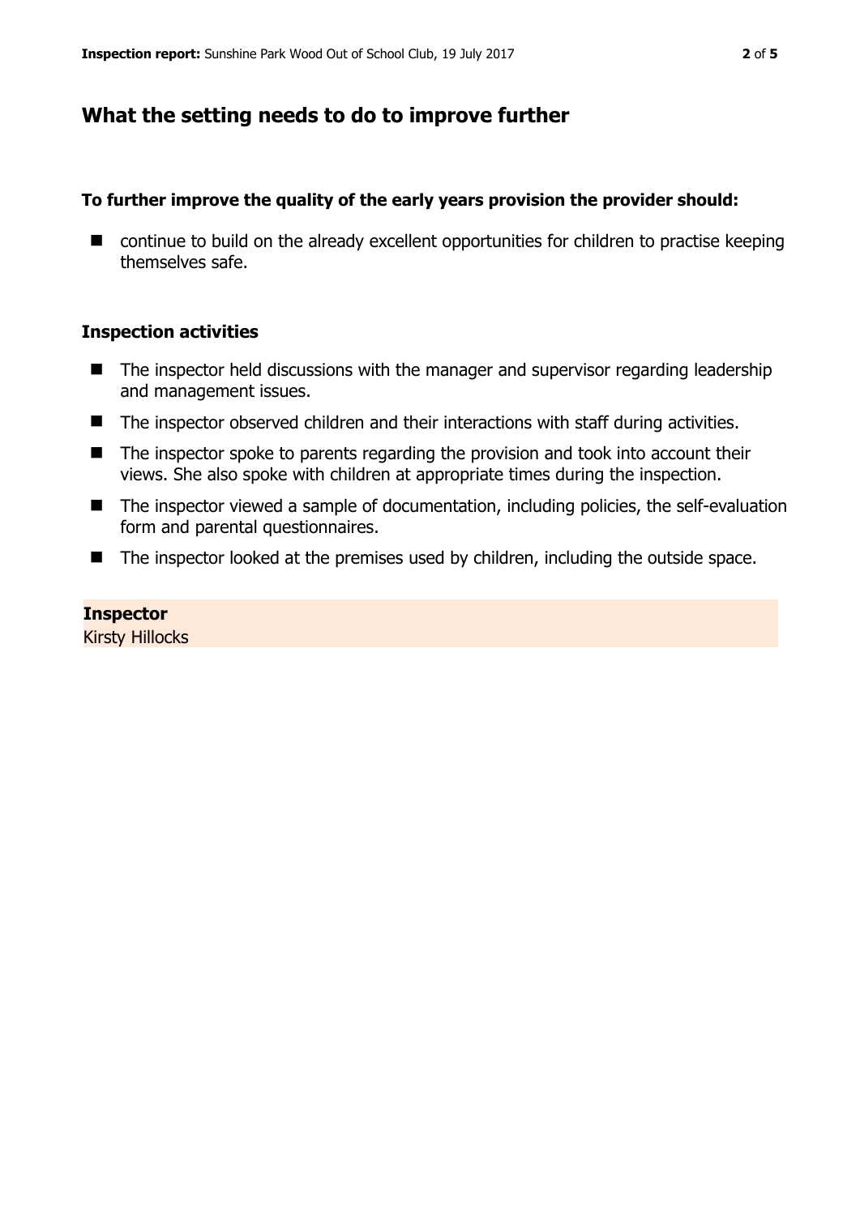## What the setting needs to do to improve further

**To further improve the quality of the early years provision the provider should:**

- continue to build on the already excellent opportunities for children to practise keeping themselves safe.

### Inspection activities

- The inspector held discussions with the manager and supervisor regarding leadership and management issues.
- The inspector observed children and their interactions with staff during activities.
- The inspector spoke to parents regarding the provision and took into account their views. She also spoke with children at appropriate times during the inspection.
- The inspector viewed a sample of documentation, including policies, the self-evaluation form and parental questionnaires.
- The inspector looked at the premises used by children, including the outside space.

**Inspector**
Kirsty Hillocks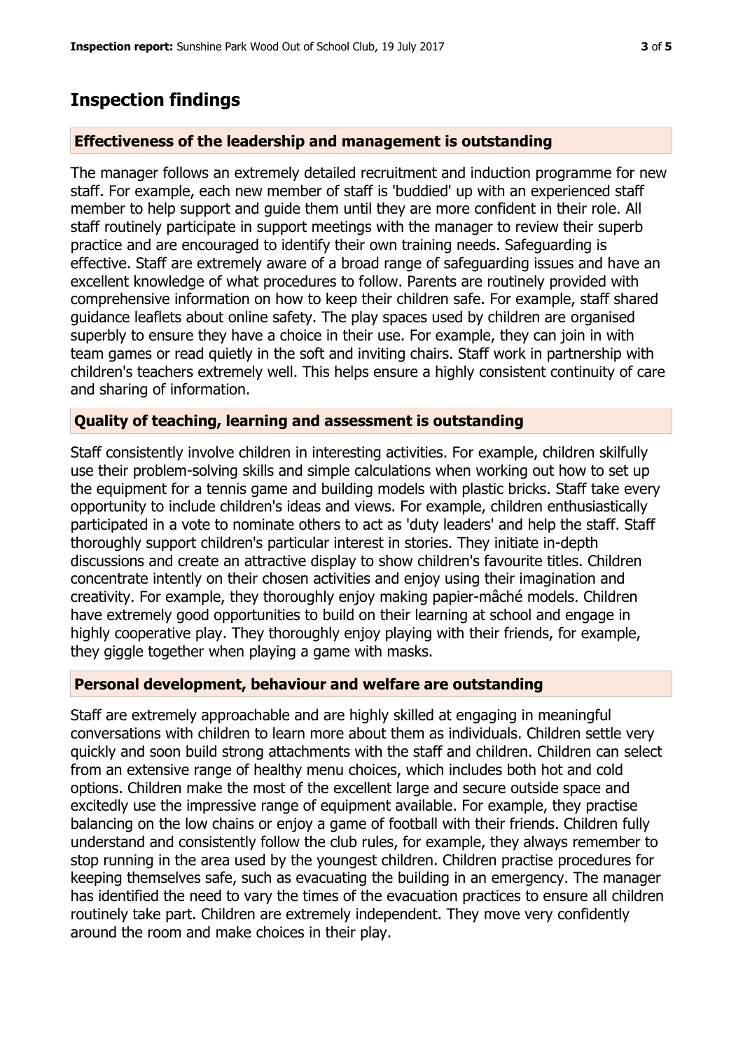## Inspection findings

### Effectiveness of the leadership and management is outstanding

The manager follows an extremely detailed recruitment and induction programme for new staff. For example, each new member of staff is 'buddied' up with an experienced staff member to help support and guide them until they are more confident in their role. All staff routinely participate in support meetings with the manager to review their superb practice and are encouraged to identify their own training needs. Safeguarding is effective. Staff are extremely aware of a broad range of safeguarding issues and have an excellent knowledge of what procedures to follow. Parents are routinely provided with comprehensive information on how to keep their children safe. For example, staff shared guidance leaflets about online safety. The play spaces used by children are organised superbly to ensure they have a choice in their use. For example, they can join in with team games or read quietly in the soft and inviting chairs. Staff work in partnership with children's teachers extremely well. This helps ensure a highly consistent continuity of care and sharing of information.

### Quality of teaching, learning and assessment is outstanding

Staff consistently involve children in interesting activities. For example, children skilfully use their problem-solving skills and simple calculations when working out how to set up the equipment for a tennis game and building models with plastic bricks. Staff take every opportunity to include children's ideas and views. For example, children enthusiastically participated in a vote to nominate others to act as 'duty leaders' and help the staff. Staff thoroughly support children's particular interest in stories. They initiate in-depth discussions and create an attractive display to show children's favourite titles. Children concentrate intently on their chosen activities and enjoy using their imagination and creativity. For example, they thoroughly enjoy making papier-mâché models. Children have extremely good opportunities to build on their learning at school and engage in highly cooperative play. They thoroughly enjoy playing with their friends, for example, they giggle together when playing a game with masks.

### Personal development, behaviour and welfare are outstanding

Staff are extremely approachable and are highly skilled at engaging in meaningful conversations with children to learn more about them as individuals. Children settle very quickly and soon build strong attachments with the staff and children. Children can select from an extensive range of healthy menu choices, which includes both hot and cold options. Children make the most of the excellent large and secure outside space and excitedly use the impressive range of equipment available. For example, they practise balancing on the low chains or enjoy a game of football with their friends. Children fully understand and consistently follow the club rules, for example, they always remember to stop running in the area used by the youngest children. Children practise procedures for keeping themselves safe, such as evacuating the building in an emergency. The manager has identified the need to vary the times of the evacuation practices to ensure all children routinely take part. Children are extremely independent. They move very confidently around the room and make choices in their play.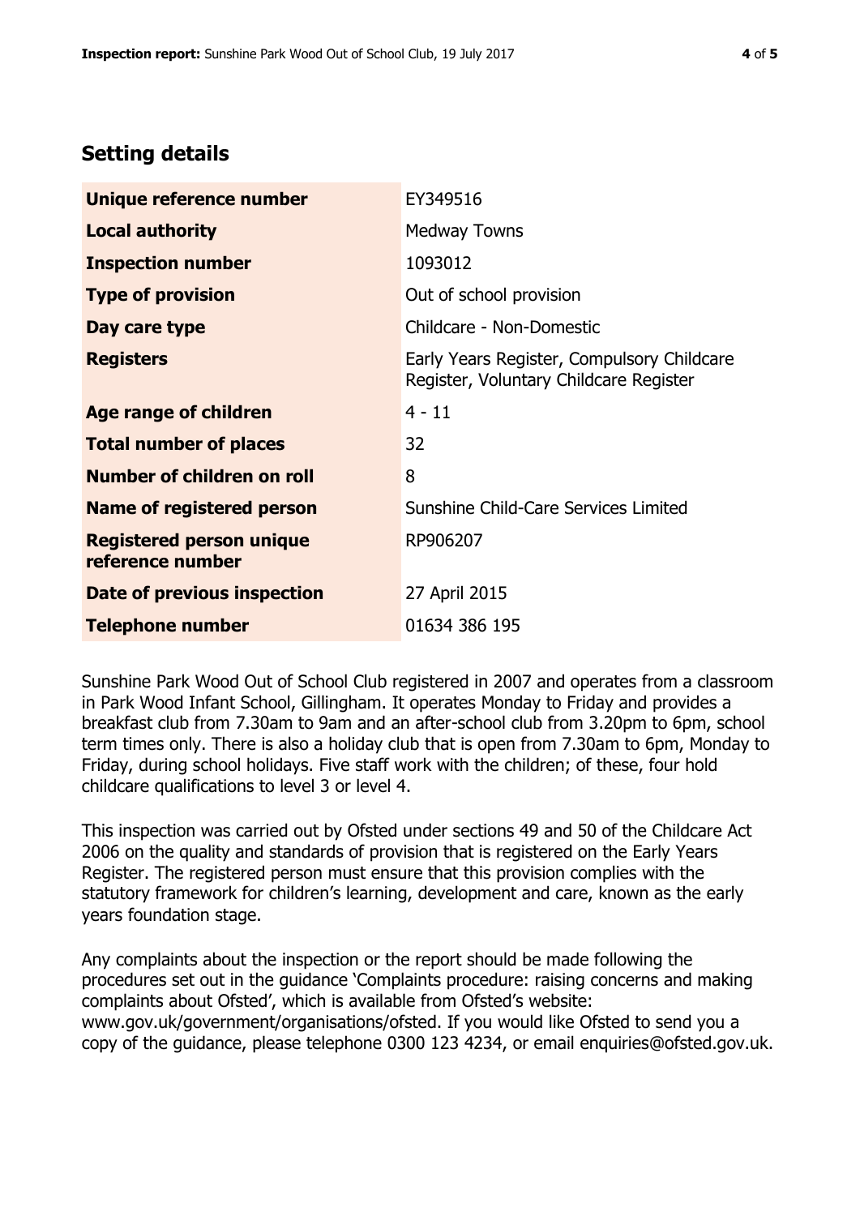## Setting details

| | |
|---|---|
| **Unique reference number** | EY349516 |
| **Local authority** | Medway Towns |
| **Inspection number** | 1093012 |
| **Type of provision** | Out of school provision |
| **Day care type** | Childcare - Non-Domestic |
| **Registers** | Early Years Register, Compulsory Childcare Register, Voluntary Childcare Register |
| **Age range of children** | 4 - 11 |
| **Total number of places** | 32 |
| **Number of children on roll** | 8 |
| **Name of registered person** | Sunshine Child-Care Services Limited |
| **Registered person unique reference number** | RP906207 |
| **Date of previous inspection** | 27 April 2015 |
| **Telephone number** | 01634 386 195 |

Sunshine Park Wood Out of School Club registered in 2007 and operates from a classroom in Park Wood Infant School, Gillingham. It operates Monday to Friday and provides a breakfast club from 7.30am to 9am and an after-school club from 3.20pm to 6pm, school term times only. There is also a holiday club that is open from 7.30am to 6pm, Monday to Friday, during school holidays. Five staff work with the children; of these, four hold childcare qualifications to level 3 or level 4.

This inspection was carried out by Ofsted under sections 49 and 50 of the Childcare Act 2006 on the quality and standards of provision that is registered on the Early Years Register. The registered person must ensure that this provision complies with the statutory framework for children's learning, development and care, known as the early years foundation stage.

Any complaints about the inspection or the report should be made following the procedures set out in the guidance 'Complaints procedure: raising concerns and making complaints about Ofsted', which is available from Ofsted's website: www.gov.uk/government/organisations/ofsted. If you would like Ofsted to send you a copy of the guidance, please telephone 0300 123 4234, or email enquiries@ofsted.gov.uk.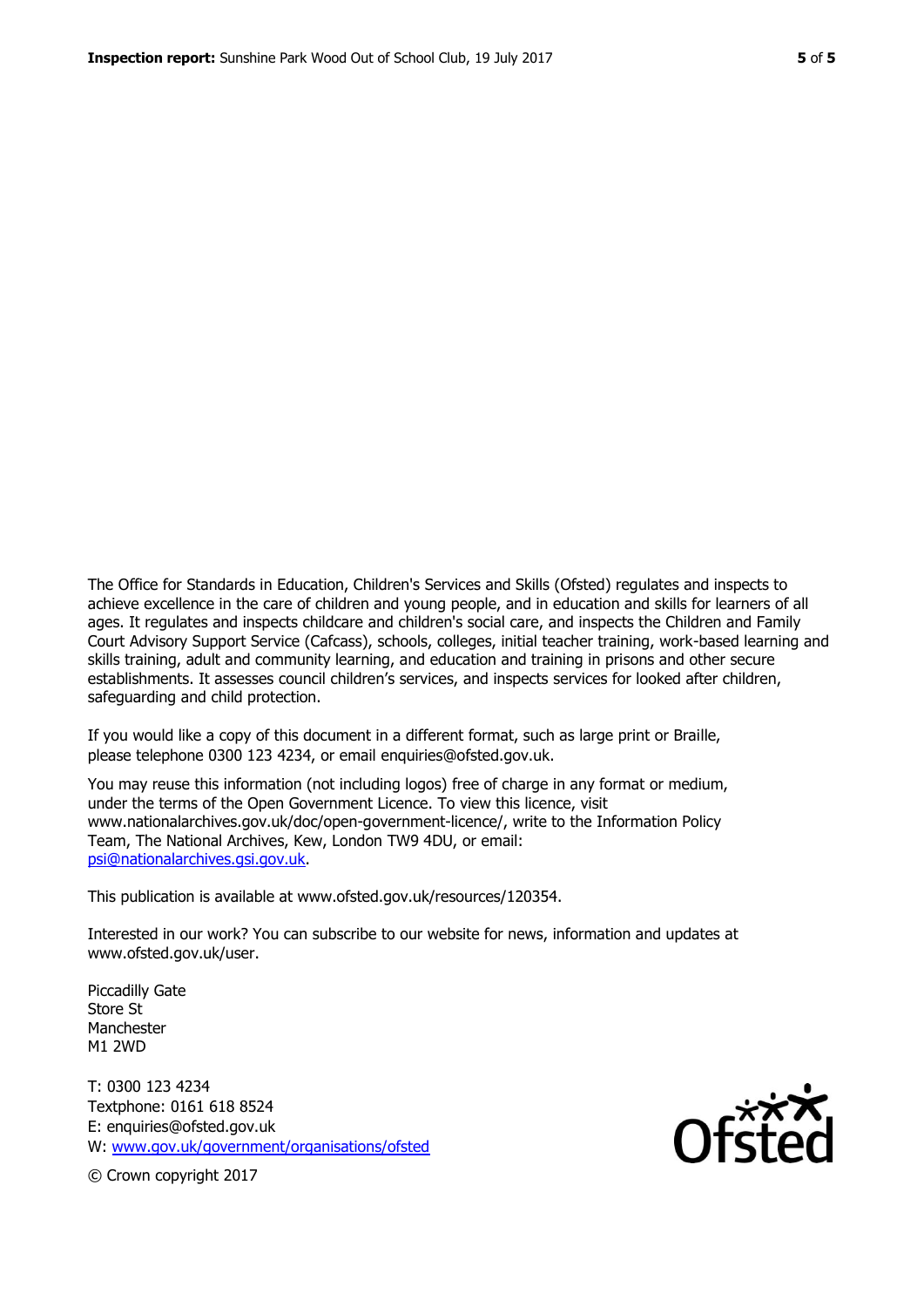The Office for Standards in Education, Children's Services and Skills (Ofsted) regulates and inspects to achieve excellence in the care of children and young people, and in education and skills for learners of all ages. It regulates and inspects childcare and children's social care, and inspects the Children and Family Court Advisory Support Service (Cafcass), schools, colleges, initial teacher training, work-based learning and skills training, adult and community learning, and education and training in prisons and other secure establishments. It assesses council children's services, and inspects services for looked after children, safeguarding and child protection.

If you would like a copy of this document in a different format, such as large print or Braille, please telephone 0300 123 4234, or email enquiries@ofsted.gov.uk.

You may reuse this information (not including logos) free of charge in any format or medium, under the terms of the Open Government Licence. To view this licence, visit www.nationalarchives.gov.uk/doc/open-government-licence/, write to the Information Policy Team, The National Archives, Kew, London TW9 4DU, or email: psi@nationalarchives.gsi.gov.uk.

This publication is available at www.ofsted.gov.uk/resources/120354.

Interested in our work? You can subscribe to our website for news, information and updates at www.ofsted.gov.uk/user.

Piccadilly Gate  
Store St  
Manchester  
M1 2WD

T: 0300 123 4234  
Textphone: 0161 618 8524  
E: enquiries@ofsted.gov.uk  
W: www.gov.uk/government/organisations/ofsted

© Crown copyright 2017